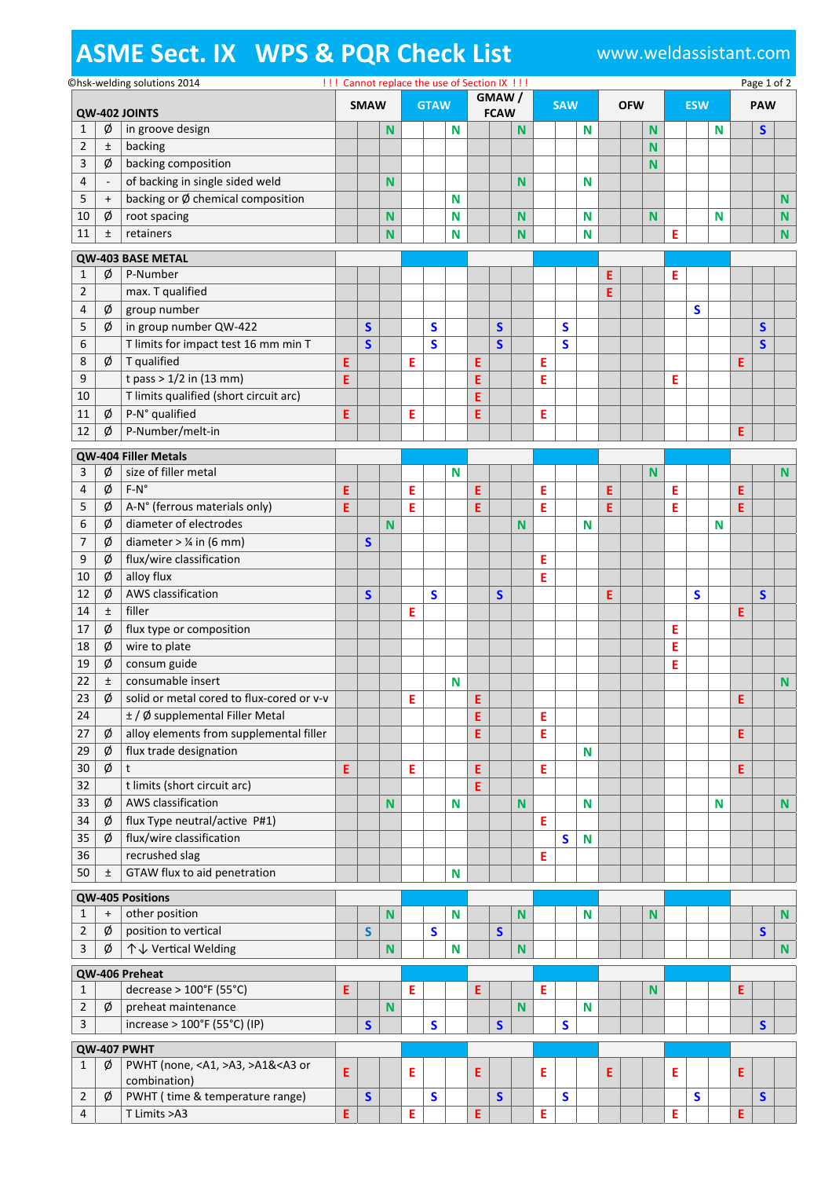# ASME Sect. IX WPS & PQR Check List

www.weldassistant.com

©hsk-welding solutions 2014

!!! Cannot replace the use of Section IX !!!

| | | | SMAW | | | GTAW | | | GMAW / FCAW | | | SAW | | | OFW | | | ESW | | | PAW | | |
|---|---|---|---|---|---|---|---|---|---|---|---|---|---|---|---|---|---|---|---|---|---|---|---|
| **QW-402 JOINTS** | | | | | | | | | | | | | | | | | | | | | | | |
| 1 | Ø | in groove design | | | N | | | N | | | N | | | N | | | N | | | N | | S | |
| 2 | ± | backing | | | | | | | | | | | | | | | N | | | | | | |
| 3 | Ø | backing composition | | | | | | | | | | | | | | | N | | | | | | |
| 4 | - | of backing in single sided weld | | | N | | | | | | N | | | N | | | | | | | | | |
| 5 | + | backing or Ø chemical composition | | | | | | N | | | | | | | | | | | | | | | N |
| 10 | Ø | root spacing | | | N | | | N | | | N | | | N | | | N | | | N | | | N |
| 11 | ± | retainers | | | N | | | N | | | N | | | N | | | | E | | | | | N |
| **QW-403 BASE METAL** | | | | | | | | | | | | | | | | | | | | | | | |
| 1 | Ø | P-Number | | | | | | | | | | | | | E | | | E | | | | | |
| 2 | | max. T qualified | | | | | | | | | | | | | E | | | | | | | | |
| 4 | Ø | group number | | | | | | | | | | | | | | | | | S | | | | |
| 5 | Ø | in group number QW-422 | | S | | | S | | | S | | | S | | | | | | | | | S | |
| 6 | | T limits for impact test 16 mm min T | | S | | | S | | | S | | | S | | | | | | | | | S | |
| 8 | Ø | T qualified | E | | | E | | | E | | | E | | | | | | | | | E | | |
| 9 | | t pass > 1/2 in (13 mm) | E | | | | | | E | | | E | | | | | | E | | | | | |
| 10 | | T limits qualified (short circuit arc) | | | | | | | E | | | | | | | | | | | | | | |
| 11 | Ø | P-N° qualified | E | | | E | | | E | | | E | | | | | | | | | | | |
| 12 | Ø | P-Number/melt-in | | | | | | | | | | | | | | | | | | | E | | |
| **QW-404 Filler Metals** | | | | | | | | | | | | | | | | | | | | | | | |
| 3 | Ø | size of filler metal | | | | | | N | | | | | | | | | N | | | | | | N |
| 4 | Ø | F-N° | E | | | E | | | E | | | E | | | E | | | E | | | E | | |
| 5 | Ø | A-N° (ferrous materials only) | E | | | E | | | E | | | E | | | E | | | E | | | E | | |
| 6 | Ø | diameter of electrodes | | | N | | | | | | N | | | N | | | | | | N | | | |
| 7 | Ø | diameter > ¼ in (6 mm) | | S | | | | | | | | | | | | | | | | | | | |
| 9 | Ø | flux/wire classification | | | | | | | | | | E | | | | | | | | | | | |
| 10 | Ø | alloy flux | | | | | | | | | | E | | | | | | | | | | | |
| 12 | Ø | AWS classification | | S | | | S | | | S | | | | | E | | | | S | | | S | |
| 14 | ± | filler | | | | E | | | | | | | | | | | | | | | E | | |
| 17 | Ø | flux type or composition | | | | | | | | | | | | | | | | E | | | | | |
| 18 | Ø | wire to plate | | | | | | | | | | | | | | | | E | | | | | |
| 19 | Ø | consum guide | | | | | | | | | | | | | | | | E | | | | | |
| 22 | ± | consumable insert | | | | | | N | | | | | | | | | | | | | | | N |
| 23 | Ø | solid or metal cored to flux-cored or v-v | | | | E | | | E | | | | | | | | | | | | E | | |
| 24 | | ± / Ø supplemental Filler Metal | | | | | | | E | | | E | | | | | | | | | | | |
| 27 | Ø | alloy elements from supplemental filler | | | | | | | E | | | E | | | | | | | | | E | | |
| 29 | Ø | flux trade designation | | | | | | | | | | | | N | | | | | | | | | |
| 30 | Ø | t | E | | | E | | | E | | | E | | | | | | | | | E | | |
| 32 | | t limits (short circuit arc) | | | | | | | E | | | | | | | | | | | | | | |
| 33 | Ø | AWS classification | | | N | | | N | | | N | | | N | | | | | | N | | | N |
| 34 | Ø | flux Type neutral/active P#1) | | | | | | | | | | E | | | | | | | | | | | |
| 35 | Ø | flux/wire classification | | | | | | | | | | | S | N | | | | | | | | | |
| 36 | | recrushed slag | | | | | | | | | | E | | | | | | | | | | | |
| 50 | ± | GTAW flux to aid penetration | | | | | | N | | | | | | | | | | | | | | | |
| **QW-405 Positions** | | | | | | | | | | | | | | | | | | | | | | | |
| 1 | + | other position | | | N | | | N | | | N | | | N | | | N | | | | | | N |
| 2 | Ø | position to vertical | | S | | | S | | | S | | | | | | | | | | | | S | |
| 3 | Ø | ↑↓ Vertical Welding | | | N | | | N | | | N | | | | | | | | | | | | N |
| **QW-406 Preheat** | | | | | | | | | | | | | | | | | | | | | | | |
| 1 | | decrease > 100°F (55°C) | E | | | E | | | E | | | E | | | | | N | | | | E | | |
| 2 | Ø | preheat maintenance | | | N | | | | | | N | | | N | | | | | | | | | |
| 3 | | increase > 100°F (55°C) (IP) | | S | | | S | | | S | | | S | | | | | | | | | S | |
| **QW-407 PWHT** | | | | | | | | | | | | | | | | | | | | | | | |
| 1 | Ø | PWHT (none, <A1, >A3, >A1&<A3 or combination) | E | | | E | | | E | | | E | | | E | | | E | | | E | | |
| 2 | Ø | PWHT ( time & temperature range) | | S | | | S | | | S | | | S | | | | | | S | | | S | |
| 4 | | T Limits >A3 | E | | | E | | | E | | | E | | | | | | E | | | E | | |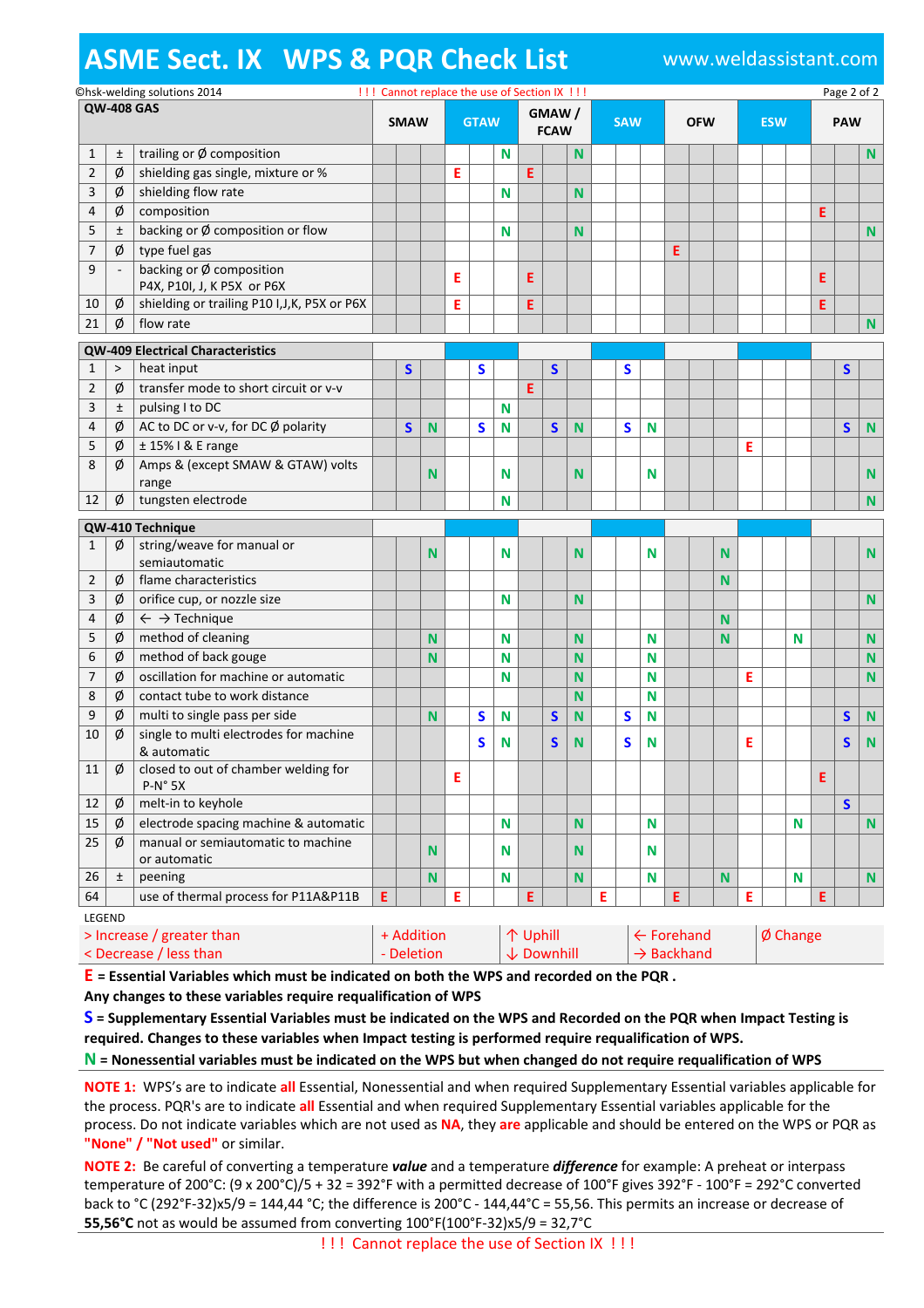# ASME Sect. IX WPS & PQR Check List

www.weldassistant.com

©hsk-welding solutions 2014 — !!! Cannot replace the use of Section IX !!!

| | | QW-408 GAS | SMAW | | | GTAW | | | GMAW / FCAW | | | SAW | | | OFW | | | ESW | | | PAW | | |
|---|---|---|---|---|---|---|---|---|---|---|---|---|---|---|---|---|---|---|---|---|---|---|---|
| 1 | ± | trailing or Ø composition | | | | | | N | | | N | | | | | | | | | | | | N |
| 2 | Ø | shielding gas single, mixture or % | | | | E | | | E | | | | | | | | | | | | | | |
| 3 | Ø | shielding flow rate | | | | | | N | | | N | | | | | | | | | | | | |
| 4 | Ø | composition | | | | | | | | | | | | | | | | | | | E | | |
| 5 | ± | backing or Ø composition or flow | | | | | | N | | | N | | | | | | | | | | | | N |
| 7 | Ø | type fuel gas | | | | | | | | | | | | | E | | | | | | | | |
| 9 | - | backing or Ø composition P4X, P10I, J, K P5X or P6X | | | | E | | | E | | | | | | | | | | | | E | | |
| 10 | Ø | shielding or trailing P10 I,J,K, P5X or P6X | | | | E | | | E | | | | | | | | | | | | E | | |
| 21 | Ø | flow rate | | | | | | | | | | | | | | | | | | | | | N |
| | | **QW-409 Electrical Characteristics** | | | | | | | | | | | | | | | | | | | | | |
| 1 | > | heat input | | S | | | S | | | S | | | S | | | | | | | | | S | |
| 2 | Ø | transfer mode to short circuit or v-v | | | | | | | E | | | | | | | | | | | | | | |
| 3 | ± | pulsing I to DC | | | | | | N | | | | | | | | | | | | | | | |
| 4 | Ø | AC to DC or v-v, for DC Ø polarity | | S | N | | S | N | | S | N | | S | N | | | | | | | | S | N |
| 5 | Ø | ± 15% I & E range | | | | | | | | | | | | | | | | E | | | | | |
| 8 | Ø | Amps & (except SMAW & GTAW) volts range | | | N | | | N | | | N | | | N | | | | | | | | | N |
| 12 | Ø | tungsten electrode | | | | | | N | | | | | | | | | | | | | | | N |
| | | **QW-410 Technique** | | | | | | | | | | | | | | | | | | | | | |
| 1 | Ø | string/weave for manual or semiautomatic | | | N | | | N | | | N | | | N | | | N | | | | | | N |
| 2 | Ø | flame characteristics | | | | | | | | | | | | | | | N | | | | | | |
| 3 | Ø | orifice cup, or nozzle size | | | | | | N | | | N | | | | | | | | | | | | N |
| 4 | Ø | ← → Technique | | | | | | | | | | | | | | | N | | | | | | |
| 5 | Ø | method of cleaning | | | N | | | N | | | N | | | N | | | N | | | N | | | N |
| 6 | Ø | method of back gouge | | | N | | | N | | | N | | | N | | | | | | | | | N |
| 7 | Ø | oscillation for machine or automatic | | | | | | N | | | N | | | N | | | | E | | | | | N |
| 8 | Ø | contact tube to work distance | | | | | | | | | N | | | N | | | | | | | | | |
| 9 | Ø | multi to single pass per side | | | N | | S | N | | S | N | | S | N | | | | | | | | S | N |
| 10 | Ø | single to multi electrodes for machine & automatic | | | | | S | N | | S | N | | S | N | | | | E | | | | S | N |
| 11 | Ø | closed to out of chamber welding for P-N° 5X | | | | E | | | | | | | | | | | | | | | E | | |
| 12 | Ø | melt-in to keyhole | | | | | | | | | | | | | | | | | | | | S | |
| 15 | Ø | electrode spacing machine & automatic | | | | | | N | | | N | | | N | | | | | | N | | | N |
| 25 | Ø | manual or semiautomatic to machine or automatic | | | N | | | N | | | N | | | N | | | | | | | | | |
| 26 | ± | peening | | | N | | | N | | | N | | | N | | | N | | | N | | | N |
| 64 | | use of thermal process for P11A&P11B | E | | | E | | | E | | | E | | | E | | | E | | | E | | |

LEGEND

- > Increase / greater than
- < Decrease / less than
- + Addition
- - Deletion
- ↑ Uphill
- ↓ Downhill
- ← Forehand
- → Backhand
- Ø Change

**E = Essential Variables which must be indicated on both the WPS and recorded on the PQR . Any changes to these variables require requalification of WPS**

**S = Supplementary Essential Variables must be indicated on the WPS and Recorded on the PQR when Impact Testing is required. Changes to these variables when Impact testing is performed require requalification of WPS.**

**N = Nonessential variables must be indicated on the WPS but when changed do not require requalification of WPS**

**NOTE 1:** WPS's are to indicate **all** Essential, Nonessential and when required Supplementary Essential variables applicable for the process. PQR's are to indicate **all** Essential and when required Supplementary Essential variables applicable for the process. Do not indicate variables which are not used as **NA**, they **are** applicable and should be entered on the WPS or PQR as **"None" / "Not used"** or similar.

**NOTE 2:** Be careful of converting a temperature ***value*** and a temperature ***difference*** for example: A preheat or interpass temperature of 200°C: (9 x 200°C)/5 + 32 = 392°F with a permitted decrease of 100°F gives 392°F - 100°F = 292°C converted back to °C (292°F-32)x5/9 = 144,44 °C; the difference is 200°C - 144,44°C = 55,56. This permits an increase or decrease of **55,56°C** not as would be assumed from converting 100°F(100°F-32)x5/9 = 32,7°C

!!! Cannot replace the use of Section IX !!!